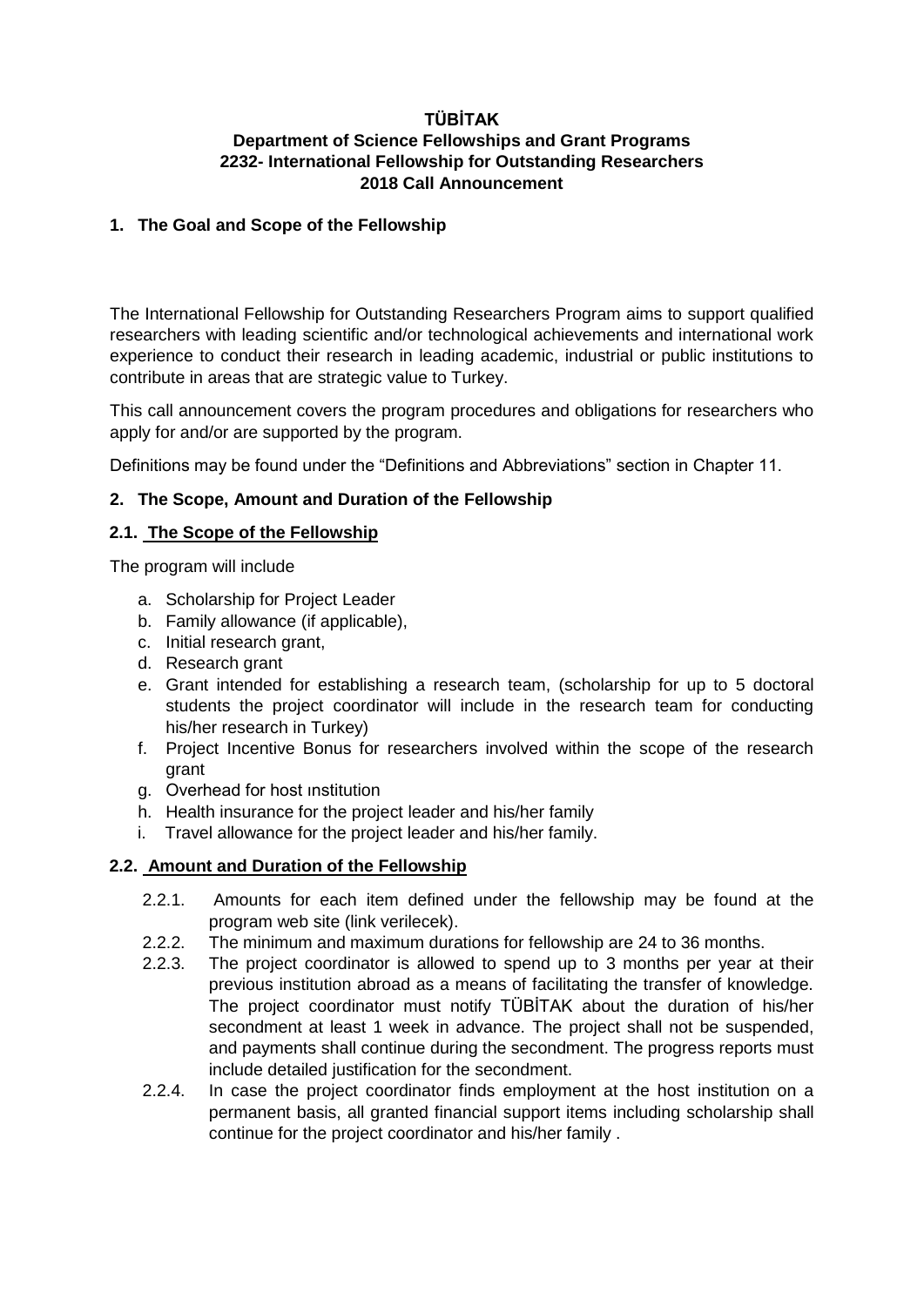**TÜBİTAK**

**Department of Science Fellowships and Grant Programs**

**2232- International Fellowship for Outstanding Researchers**

**2018 Call Announcement**

## 1. The Goal and Scope of the Fellowship

The International Fellowship for Outstanding Researchers Program aims to support qualified researchers with leading scientific and/or technological achievements and international work experience to conduct their research in leading academic, industrial or public institutions to contribute in areas that are strategic value to Turkey.

This call announcement covers the program procedures and obligations for researchers who apply for and/or are supported by the program.

Definitions may be found under the "Definitions and Abbreviations" section in Chapter 11.

## 2. The Scope, Amount and Duration of the Fellowship

### 2.1. The Scope of the Fellowship

The program will include

a. Scholarship for Project Leader
b. Family allowance (if applicable),
c. Initial research grant,
d. Research grant
e. Grant intended for establishing a research team, (scholarship for up to 5 doctoral students the project coordinator will include in the research team for conducting his/her research in Turkey)
f. Project Incentive Bonus for researchers involved within the scope of the research grant
g. Overhead for host ınstitution
h. Health insurance for the project leader and his/her family
i. Travel allowance for the project leader and his/her family.

### 2.2. Amount and Duration of the Fellowship

2.2.1. Amounts for each item defined under the fellowship may be found at the program web site (link verilecek).

2.2.2. The minimum and maximum durations for fellowship are 24 to 36 months.

2.2.3. The project coordinator is allowed to spend up to 3 months per year at their previous institution abroad as a means of facilitating the transfer of knowledge. The project coordinator must notify TÜBİTAK about the duration of his/her secondment at least 1 week in advance. The project shall not be suspended, and payments shall continue during the secondment. The progress reports must include detailed justification for the secondment.

2.2.4. In case the project coordinator finds employment at the host institution on a permanent basis, all granted financial support items including scholarship shall continue for the project coordinator and his/her family .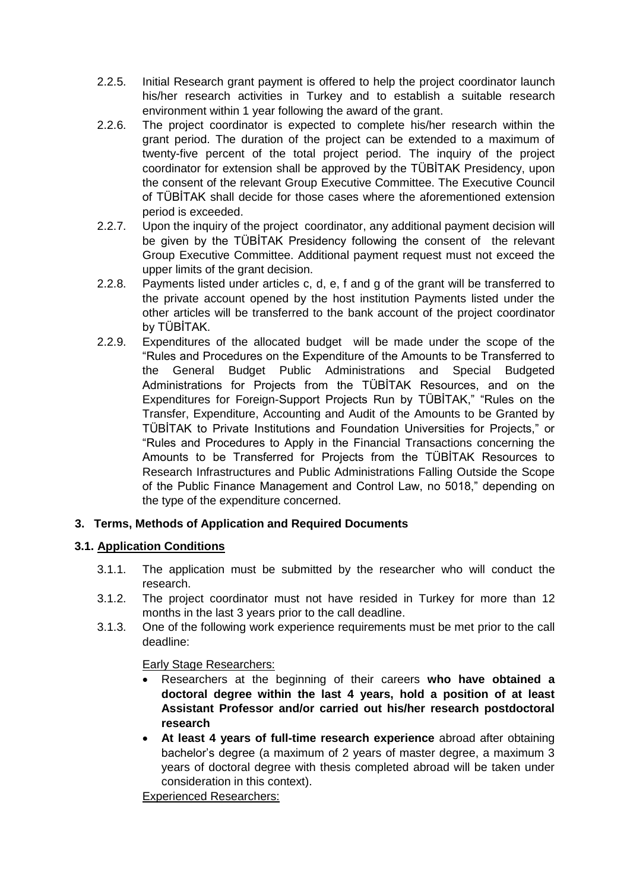2.2.5. Initial Research grant payment is offered to help the project coordinator launch his/her research activities in Turkey and to establish a suitable research environment within 1 year following the award of the grant.

2.2.6. The project coordinator is expected to complete his/her research within the grant period. The duration of the project can be extended to a maximum of twenty-five percent of the total project period. The inquiry of the project coordinator for extension shall be approved by the TÜBİTAK Presidency, upon the consent of the relevant Group Executive Committee. The Executive Council of TÜBİTAK shall decide for those cases where the aforementioned extension period is exceeded.

2.2.7. Upon the inquiry of the project coordinator, any additional payment decision will be given by the TÜBİTAK Presidency following the consent of the relevant Group Executive Committee. Additional payment request must not exceed the upper limits of the grant decision.

2.2.8. Payments listed under articles c, d, e, f and g of the grant will be transferred to the private account opened by the host institution Payments listed under the other articles will be transferred to the bank account of the project coordinator by TÜBİTAK.

2.2.9. Expenditures of the allocated budget will be made under the scope of the "Rules and Procedures on the Expenditure of the Amounts to be Transferred to the General Budget Public Administrations and Special Budgeted Administrations for Projects from the TÜBİTAK Resources, and on the Expenditures for Foreign-Support Projects Run by TÜBİTAK," "Rules on the Transfer, Expenditure, Accounting and Audit of the Amounts to be Granted by TÜBİTAK to Private Institutions and Foundation Universities for Projects," or "Rules and Procedures to Apply in the Financial Transactions concerning the Amounts to be Transferred for Projects from the TÜBİTAK Resources to Research Infrastructures and Public Administrations Falling Outside the Scope of the Public Finance Management and Control Law, no 5018," depending on the type of the expenditure concerned.

## 3. Terms, Methods of Application and Required Documents

### 3.1. Application Conditions

3.1.1. The application must be submitted by the researcher who will conduct the research.

3.1.2. The project coordinator must not have resided in Turkey for more than 12 months in the last 3 years prior to the call deadline.

3.1.3. One of the following work experience requirements must be met prior to the call deadline:

Early Stage Researchers:

- Researchers at the beginning of their careers **who have obtained a doctoral degree within the last 4 years, hold a position of at least Assistant Professor and/or carried out his/her research postdoctoral research**
- **At least 4 years of full-time research experience** abroad after obtaining bachelor's degree (a maximum of 2 years of master degree, a maximum 3 years of doctoral degree with thesis completed abroad will be taken under consideration in this context).

Experienced Researchers: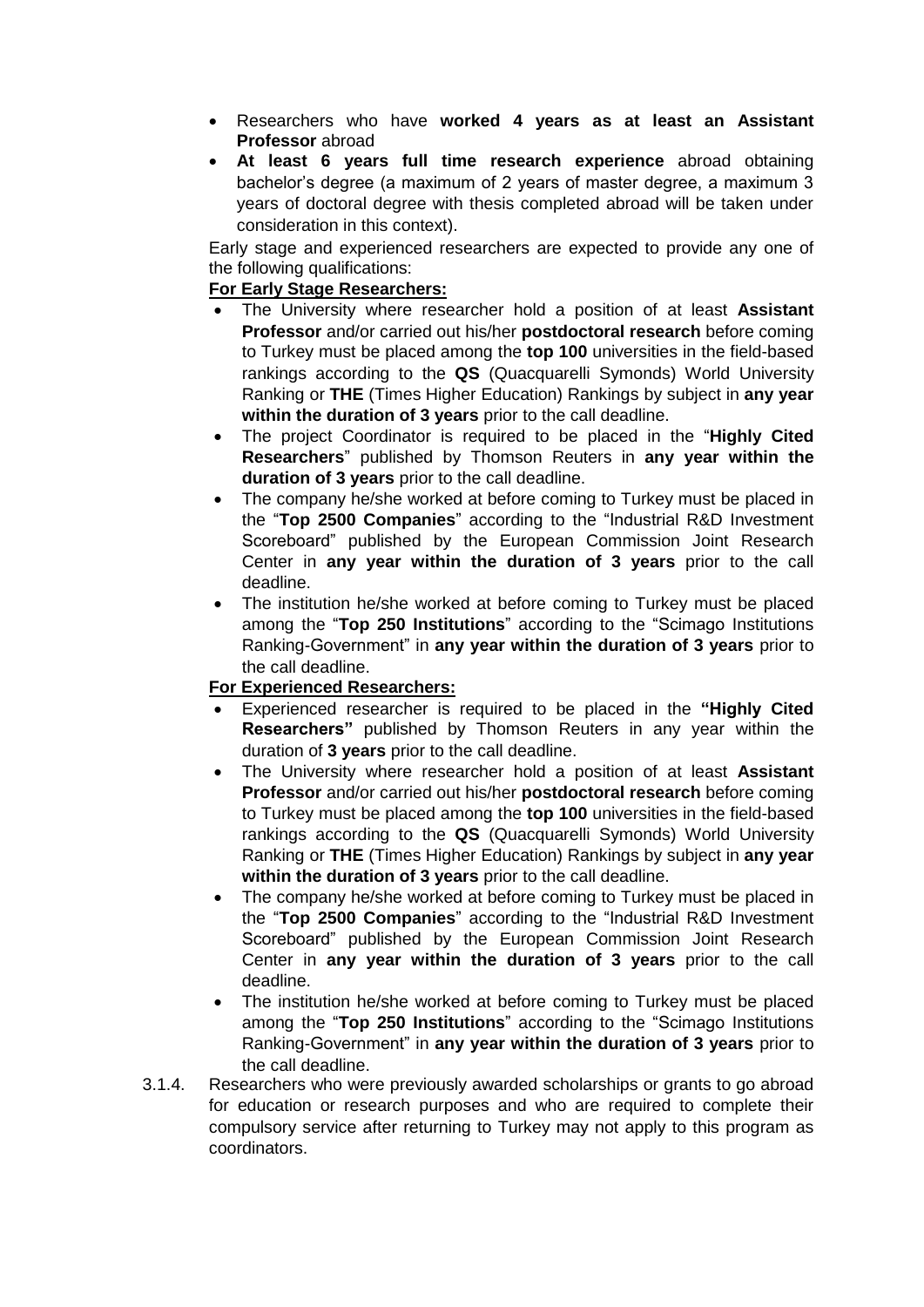- Researchers who have **worked 4 years as at least an Assistant Professor** abroad
- **At least 6 years full time research experience** abroad obtaining bachelor's degree (a maximum of 2 years of master degree, a maximum 3 years of doctoral degree with thesis completed abroad will be taken under consideration in this context).

Early stage and experienced researchers are expected to provide any one of the following qualifications:

**For Early Stage Researchers:**

- The University where researcher hold a position of at least **Assistant Professor** and/or carried out his/her **postdoctoral research** before coming to Turkey must be placed among the **top 100** universities in the field-based rankings according to the **QS** (Quacquarelli Symonds) World University Ranking or **THE** (Times Higher Education) Rankings by subject in **any year within the duration of 3 years** prior to the call deadline.
- The project Coordinator is required to be placed in the "**Highly Cited Researchers**" published by Thomson Reuters in **any year within the duration of 3 years** prior to the call deadline.
- The company he/she worked at before coming to Turkey must be placed in the "**Top 2500 Companies**" according to the "Industrial R&D Investment Scoreboard" published by the European Commission Joint Research Center in **any year within the duration of 3 years** prior to the call deadline.
- The institution he/she worked at before coming to Turkey must be placed among the "**Top 250 Institutions**" according to the "Scimago Institutions Ranking-Government" in **any year within the duration of 3 years** prior to the call deadline.

**For Experienced Researchers:**

- Experienced researcher is required to be placed in the **"Highly Cited Researchers"** published by Thomson Reuters in any year within the duration of **3 years** prior to the call deadline.
- The University where researcher hold a position of at least **Assistant Professor** and/or carried out his/her **postdoctoral research** before coming to Turkey must be placed among the **top 100** universities in the field-based rankings according to the **QS** (Quacquarelli Symonds) World University Ranking or **THE** (Times Higher Education) Rankings by subject in **any year within the duration of 3 years** prior to the call deadline.
- The company he/she worked at before coming to Turkey must be placed in the "**Top 2500 Companies**" according to the "Industrial R&D Investment Scoreboard" published by the European Commission Joint Research Center in **any year within the duration of 3 years** prior to the call deadline.
- The institution he/she worked at before coming to Turkey must be placed among the "**Top 250 Institutions**" according to the "Scimago Institutions Ranking-Government" in **any year within the duration of 3 years** prior to the call deadline.

3.1.4. Researchers who were previously awarded scholarships or grants to go abroad for education or research purposes and who are required to complete their compulsory service after returning to Turkey may not apply to this program as coordinators.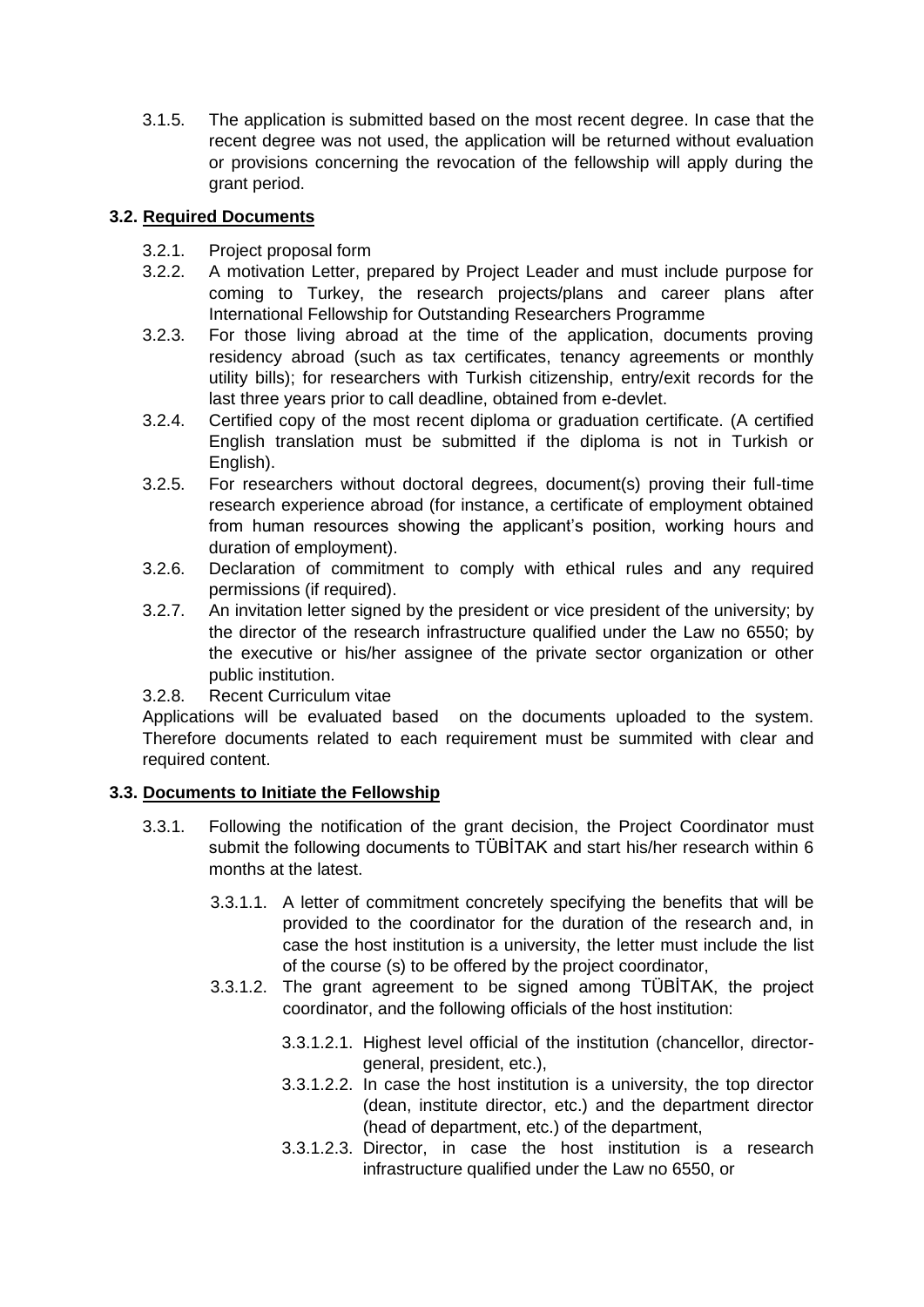3.1.5. The application is submitted based on the most recent degree. In case that the recent degree was not used, the application will be returned without evaluation or provisions concerning the revocation of the fellowship will apply during the grant period.

### 3.2. Required Documents

3.2.1. Project proposal form

3.2.2. A motivation Letter, prepared by Project Leader and must include purpose for coming to Turkey, the research projects/plans and career plans after International Fellowship for Outstanding Researchers Programme

3.2.3. For those living abroad at the time of the application, documents proving residency abroad (such as tax certificates, tenancy agreements or monthly utility bills); for researchers with Turkish citizenship, entry/exit records for the last three years prior to call deadline, obtained from e-devlet.

3.2.4. Certified copy of the most recent diploma or graduation certificate. (A certified English translation must be submitted if the diploma is not in Turkish or English).

3.2.5. For researchers without doctoral degrees, document(s) proving their full-time research experience abroad (for instance, a certificate of employment obtained from human resources showing the applicant's position, working hours and duration of employment).

3.2.6. Declaration of commitment to comply with ethical rules and any required permissions (if required).

3.2.7. An invitation letter signed by the president or vice president of the university; by the director of the research infrastructure qualified under the Law no 6550; by the executive or his/her assignee of the private sector organization or other public institution.

3.2.8. Recent Curriculum vitae

Applications will be evaluated based on the documents uploaded to the system. Therefore documents related to each requirement must be summited with clear and required content.

### 3.3. Documents to Initiate the Fellowship

3.3.1. Following the notification of the grant decision, the Project Coordinator must submit the following documents to TÜBİTAK and start his/her research within 6 months at the latest.

3.3.1.1. A letter of commitment concretely specifying the benefits that will be provided to the coordinator for the duration of the research and, in case the host institution is a university, the letter must include the list of the course (s) to be offered by the project coordinator,

3.3.1.2. The grant agreement to be signed among TÜBİTAK, the project coordinator, and the following officials of the host institution:

3.3.1.2.1. Highest level official of the institution (chancellor, director-general, president, etc.),

3.3.1.2.2. In case the host institution is a university, the top director (dean, institute director, etc.) and the department director (head of department, etc.) of the department,

3.3.1.2.3. Director, in case the host institution is a research infrastructure qualified under the Law no 6550, or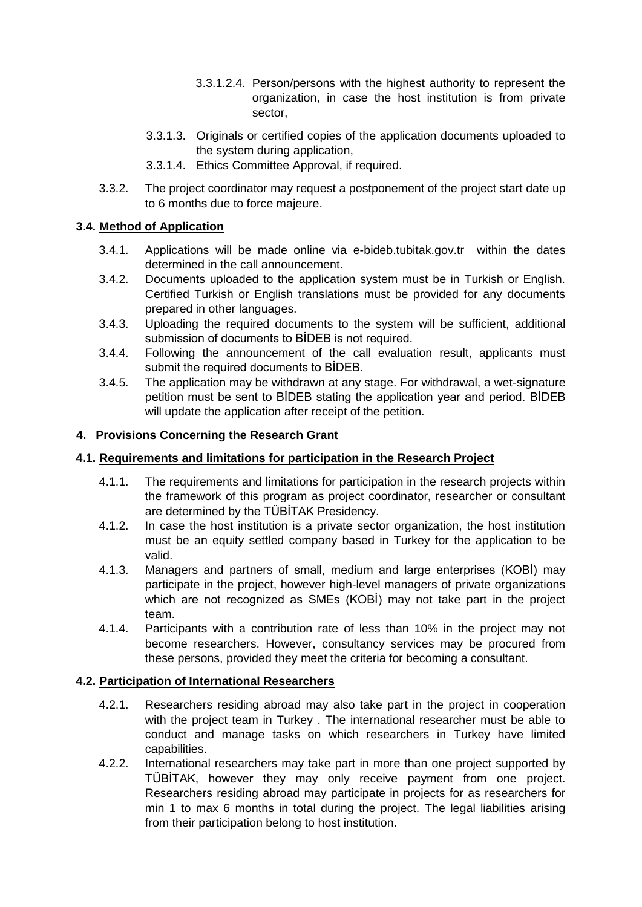3.3.1.2.4. Person/persons with the highest authority to represent the organization, in case the host institution is from private sector,

3.3.1.3. Originals or certified copies of the application documents uploaded to the system during application,

3.3.1.4. Ethics Committee Approval, if required.

3.3.2. The project coordinator may request a postponement of the project start date up to 6 months due to force majeure.

### 3.4. Method of Application

3.4.1. Applications will be made online via e-bideb.tubitak.gov.tr within the dates determined in the call announcement.

3.4.2. Documents uploaded to the application system must be in Turkish or English. Certified Turkish or English translations must be provided for any documents prepared in other languages.

3.4.3. Uploading the required documents to the system will be sufficient, additional submission of documents to BİDEB is not required.

3.4.4. Following the announcement of the call evaluation result, applicants must submit the required documents to BİDEB.

3.4.5. The application may be withdrawn at any stage. For withdrawal, a wet-signature petition must be sent to BİDEB stating the application year and period. BİDEB will update the application after receipt of the petition.

## 4. Provisions Concerning the Research Grant

### 4.1. Requirements and limitations for participation in the Research Project

4.1.1. The requirements and limitations for participation in the research projects within the framework of this program as project coordinator, researcher or consultant are determined by the TÜBİTAK Presidency.

4.1.2. In case the host institution is a private sector organization, the host institution must be an equity settled company based in Turkey for the application to be valid.

4.1.3. Managers and partners of small, medium and large enterprises (KOBİ) may participate in the project, however high-level managers of private organizations which are not recognized as SMEs (KOBİ) may not take part in the project team.

4.1.4. Participants with a contribution rate of less than 10% in the project may not become researchers. However, consultancy services may be procured from these persons, provided they meet the criteria for becoming a consultant.

### 4.2. Participation of International Researchers

4.2.1. Researchers residing abroad may also take part in the project in cooperation with the project team in Turkey . The international researcher must be able to conduct and manage tasks on which researchers in Turkey have limited capabilities.

4.2.2. International researchers may take part in more than one project supported by TÜBİTAK, however they may only receive payment from one project. Researchers residing abroad may participate in projects for as researchers for min 1 to max 6 months in total during the project. The legal liabilities arising from their participation belong to host institution.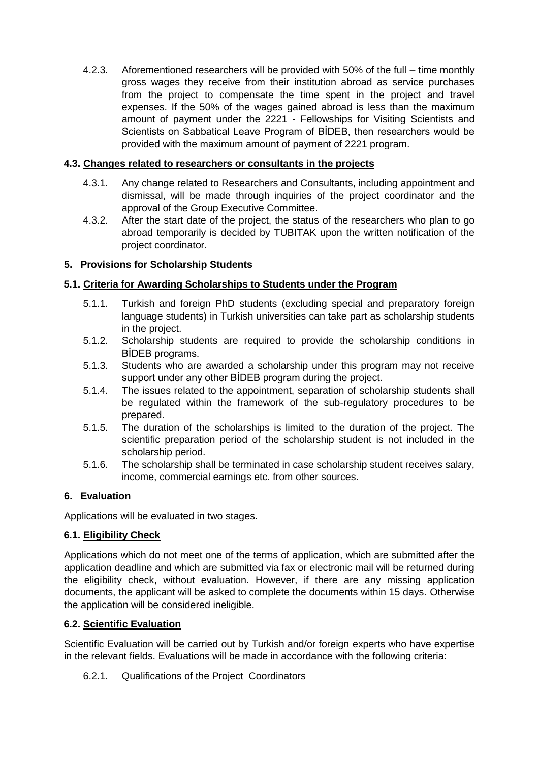4.2.3. Aforementioned researchers will be provided with 50% of the full – time monthly gross wages they receive from their institution abroad as service purchases from the project to compensate the time spent in the project and travel expenses. If the 50% of the wages gained abroad is less than the maximum amount of payment under the 2221 - Fellowships for Visiting Scientists and Scientists on Sabbatical Leave Program of BİDEB, then researchers would be provided with the maximum amount of payment of 2221 program.

### 4.3. Changes related to researchers or consultants in the projects

4.3.1. Any change related to Researchers and Consultants, including appointment and dismissal, will be made through inquiries of the project coordinator and the approval of the Group Executive Committee.

4.3.2. After the start date of the project, the status of the researchers who plan to go abroad temporarily is decided by TUBITAK upon the written notification of the project coordinator.

## 5. Provisions for Scholarship Students

### 5.1. Criteria for Awarding Scholarships to Students under the Program

5.1.1. Turkish and foreign PhD students (excluding special and preparatory foreign language students) in Turkish universities can take part as scholarship students in the project.

5.1.2. Scholarship students are required to provide the scholarship conditions in BİDEB programs.

5.1.3. Students who are awarded a scholarship under this program may not receive support under any other BİDEB program during the project.

5.1.4. The issues related to the appointment, separation of scholarship students shall be regulated within the framework of the sub-regulatory procedures to be prepared.

5.1.5. The duration of the scholarships is limited to the duration of the project. The scientific preparation period of the scholarship student is not included in the scholarship period.

5.1.6. The scholarship shall be terminated in case scholarship student receives salary, income, commercial earnings etc. from other sources.

## 6. Evaluation

Applications will be evaluated in two stages.

### 6.1. Eligibility Check

Applications which do not meet one of the terms of application, which are submitted after the application deadline and which are submitted via fax or electronic mail will be returned during the eligibility check, without evaluation. However, if there are any missing application documents, the applicant will be asked to complete the documents within 15 days. Otherwise the application will be considered ineligible.

### 6.2. Scientific Evaluation

Scientific Evaluation will be carried out by Turkish and/or foreign experts who have expertise in the relevant fields. Evaluations will be made in accordance with the following criteria:

6.2.1. Qualifications of the Project Coordinators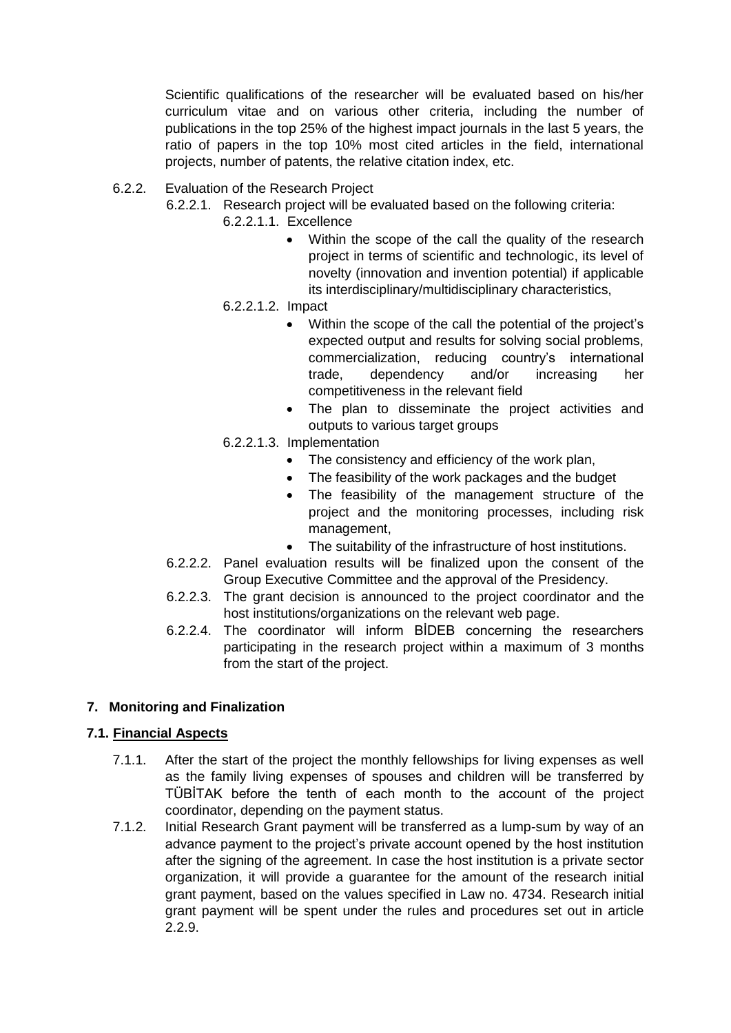Scientific qualifications of the researcher will be evaluated based on his/her curriculum vitae and on various other criteria, including the number of publications in the top 25% of the highest impact journals in the last 5 years, the ratio of papers in the top 10% most cited articles in the field, international projects, number of patents, the relative citation index, etc.

6.2.2. Evaluation of the Research Project

6.2.2.1. Research project will be evaluated based on the following criteria:

6.2.2.1.1. Excellence

- Within the scope of the call the quality of the research project in terms of scientific and technologic, its level of novelty (innovation and invention potential) if applicable its interdisciplinary/multidisciplinary characteristics,

6.2.2.1.2. Impact

- Within the scope of the call the potential of the project's expected output and results for solving social problems, commercialization, reducing country's international trade, dependency and/or increasing her competitiveness in the relevant field
- The plan to disseminate the project activities and outputs to various target groups

6.2.2.1.3. Implementation

- The consistency and efficiency of the work plan,
- The feasibility of the work packages and the budget
- The feasibility of the management structure of the project and the monitoring processes, including risk management,
- The suitability of the infrastructure of host institutions.

6.2.2.2. Panel evaluation results will be finalized upon the consent of the Group Executive Committee and the approval of the Presidency.

6.2.2.3. The grant decision is announced to the project coordinator and the host institutions/organizations on the relevant web page.

6.2.2.4. The coordinator will inform BİDEB concerning the researchers participating in the research project within a maximum of 3 months from the start of the project.

## 7. Monitoring and Finalization

### 7.1. Financial Aspects

7.1.1. After the start of the project the monthly fellowships for living expenses as well as the family living expenses of spouses and children will be transferred by TÜBİTAK before the tenth of each month to the account of the project coordinator, depending on the payment status.

7.1.2. Initial Research Grant payment will be transferred as a lump-sum by way of an advance payment to the project's private account opened by the host institution after the signing of the agreement. In case the host institution is a private sector organization, it will provide a guarantee for the amount of the research initial grant payment, based on the values specified in Law no. 4734. Research initial grant payment will be spent under the rules and procedures set out in article 2.2.9.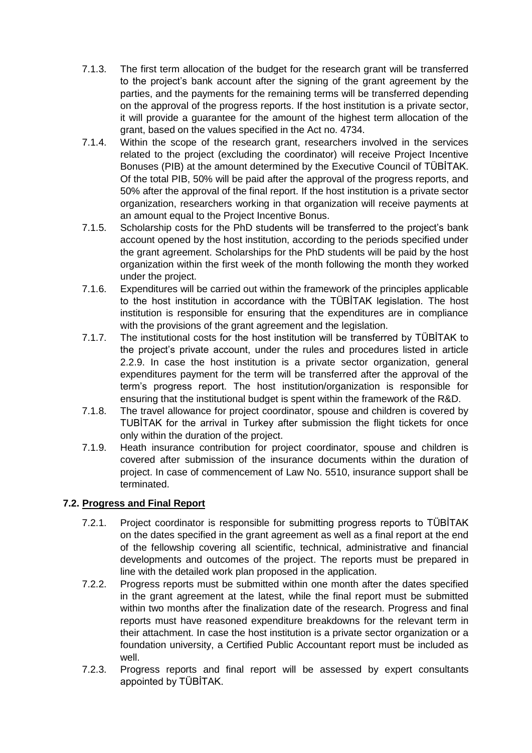7.1.3. The first term allocation of the budget for the research grant will be transferred to the project's bank account after the signing of the grant agreement by the parties, and the payments for the remaining terms will be transferred depending on the approval of the progress reports. If the host institution is a private sector, it will provide a guarantee for the amount of the highest term allocation of the grant, based on the values specified in the Act no. 4734.

7.1.4. Within the scope of the research grant, researchers involved in the services related to the project (excluding the coordinator) will receive Project Incentive Bonuses (PIB) at the amount determined by the Executive Council of TÜBİTAK. Of the total PIB, 50% will be paid after the approval of the progress reports, and 50% after the approval of the final report. If the host institution is a private sector organization, researchers working in that organization will receive payments at an amount equal to the Project Incentive Bonus.

7.1.5. Scholarship costs for the PhD students will be transferred to the project's bank account opened by the host institution, according to the periods specified under the grant agreement. Scholarships for the PhD students will be paid by the host organization within the first week of the month following the month they worked under the project.

7.1.6. Expenditures will be carried out within the framework of the principles applicable to the host institution in accordance with the TÜBİTAK legislation. The host institution is responsible for ensuring that the expenditures are in compliance with the provisions of the grant agreement and the legislation.

7.1.7. The institutional costs for the host institution will be transferred by TÜBİTAK to the project's private account, under the rules and procedures listed in article 2.2.9. In case the host institution is a private sector organization, general expenditures payment for the term will be transferred after the approval of the term's progress report. The host institution/organization is responsible for ensuring that the institutional budget is spent within the framework of the R&D.

7.1.8. The travel allowance for project coordinator, spouse and children is covered by TUBİTAK for the arrival in Turkey after submission the flight tickets for once only within the duration of the project.

7.1.9. Heath insurance contribution for project coordinator, spouse and children is covered after submission of the insurance documents within the duration of project. In case of commencement of Law No. 5510, insurance support shall be terminated.

### 7.2. Progress and Final Report

7.2.1. Project coordinator is responsible for submitting progress reports to TÜBİTAK on the dates specified in the grant agreement as well as a final report at the end of the fellowship covering all scientific, technical, administrative and financial developments and outcomes of the project. The reports must be prepared in line with the detailed work plan proposed in the application.

7.2.2. Progress reports must be submitted within one month after the dates specified in the grant agreement at the latest, while the final report must be submitted within two months after the finalization date of the research. Progress and final reports must have reasoned expenditure breakdowns for the relevant term in their attachment. In case the host institution is a private sector organization or a foundation university, a Certified Public Accountant report must be included as well.

7.2.3. Progress reports and final report will be assessed by expert consultants appointed by TÜBİTAK.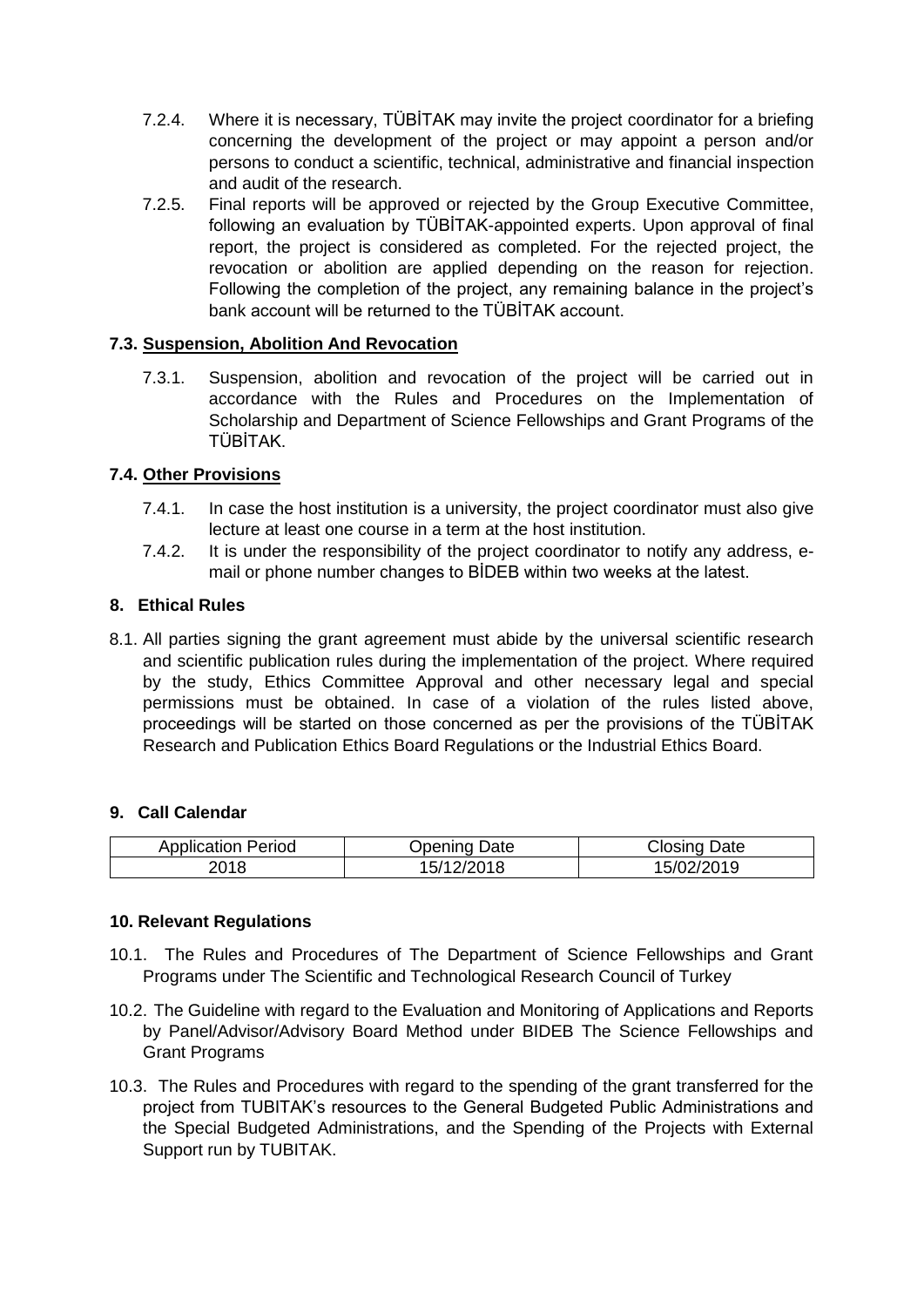7.2.4. Where it is necessary, TÜBİTAK may invite the project coordinator for a briefing concerning the development of the project or may appoint a person and/or persons to conduct a scientific, technical, administrative and financial inspection and audit of the research.

7.2.5. Final reports will be approved or rejected by the Group Executive Committee, following an evaluation by TÜBİTAK-appointed experts. Upon approval of final report, the project is considered as completed. For the rejected project, the revocation or abolition are applied depending on the reason for rejection. Following the completion of the project, any remaining balance in the project's bank account will be returned to the TÜBİTAK account.

### 7.3. Suspension, Abolition And Revocation

7.3.1. Suspension, abolition and revocation of the project will be carried out in accordance with the Rules and Procedures on the Implementation of Scholarship and Department of Science Fellowships and Grant Programs of the TÜBİTAK.

### 7.4. Other Provisions

7.4.1. In case the host institution is a university, the project coordinator must also give lecture at least one course in a term at the host institution.

7.4.2. It is under the responsibility of the project coordinator to notify any address, e-mail or phone number changes to BİDEB within two weeks at the latest.

## 8. Ethical Rules

8.1. All parties signing the grant agreement must abide by the universal scientific research and scientific publication rules during the implementation of the project. Where required by the study, Ethics Committee Approval and other necessary legal and special permissions must be obtained. In case of a violation of the rules listed above, proceedings will be started on those concerned as per the provisions of the TÜBİTAK Research and Publication Ethics Board Regulations or the Industrial Ethics Board.

## 9. Call Calendar

| Application Period | Opening Date | Closing Date |
|---|---|---|
| 2018 | 15/12/2018 | 15/02/2019 |

## 10. Relevant Regulations

10.1. The Rules and Procedures of The Department of Science Fellowships and Grant Programs under The Scientific and Technological Research Council of Turkey

10.2. The Guideline with regard to the Evaluation and Monitoring of Applications and Reports by Panel/Advisor/Advisory Board Method under BIDEB The Science Fellowships and Grant Programs

10.3. The Rules and Procedures with regard to the spending of the grant transferred for the project from TUBITAK's resources to the General Budgeted Public Administrations and the Special Budgeted Administrations, and the Spending of the Projects with External Support run by TUBITAK.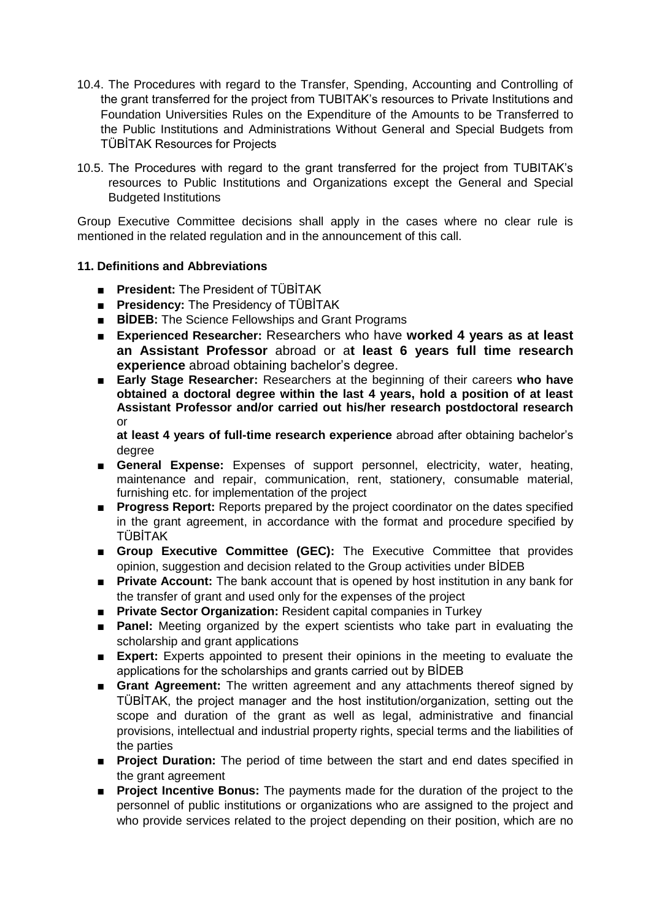10.4. The Procedures with regard to the Transfer, Spending, Accounting and Controlling of the grant transferred for the project from TUBITAK's resources to Private Institutions and Foundation Universities Rules on the Expenditure of the Amounts to be Transferred to the Public Institutions and Administrations Without General and Special Budgets from TÜBİTAK Resources for Projects

10.5. The Procedures with regard to the grant transferred for the project from TUBITAK's resources to Public Institutions and Organizations except the General and Special Budgeted Institutions

Group Executive Committee decisions shall apply in the cases where no clear rule is mentioned in the related regulation and in the announcement of this call.

### 11. Definitions and Abbreviations

- **President:** The President of TÜBİTAK
- **Presidency:** The Presidency of TÜBİTAK
- **BİDEB:** The Science Fellowships and Grant Programs
- **Experienced Researcher:** Researchers who have **worked 4 years as at least an Assistant Professor** abroad or a**t least 6 years full time research experience** abroad obtaining bachelor's degree.
- **Early Stage Researcher:** Researchers at the beginning of their careers **who have obtained a doctoral degree within the last 4 years, hold a position of at least Assistant Professor and/or carried out his/her research postdoctoral research** or

  **at least 4 years of full-time research experience** abroad after obtaining bachelor's degree
- **General Expense:** Expenses of support personnel, electricity, water, heating, maintenance and repair, communication, rent, stationery, consumable material, furnishing etc. for implementation of the project
- **Progress Report:** Reports prepared by the project coordinator on the dates specified in the grant agreement, in accordance with the format and procedure specified by TÜBİTAK
- **Group Executive Committee (GEC):** The Executive Committee that provides opinion, suggestion and decision related to the Group activities under BİDEB
- **Private Account:** The bank account that is opened by host institution in any bank for the transfer of grant and used only for the expenses of the project
- **Private Sector Organization:** Resident capital companies in Turkey
- **Panel:** Meeting organized by the expert scientists who take part in evaluating the scholarship and grant applications
- **Expert:** Experts appointed to present their opinions in the meeting to evaluate the applications for the scholarships and grants carried out by BİDEB
- **Grant Agreement:** The written agreement and any attachments thereof signed by TÜBİTAK, the project manager and the host institution/organization, setting out the scope and duration of the grant as well as legal, administrative and financial provisions, intellectual and industrial property rights, special terms and the liabilities of the parties
- **Project Duration:** The period of time between the start and end dates specified in the grant agreement
- **Project Incentive Bonus:** The payments made for the duration of the project to the personnel of public institutions or organizations who are assigned to the project and who provide services related to the project depending on their position, which are no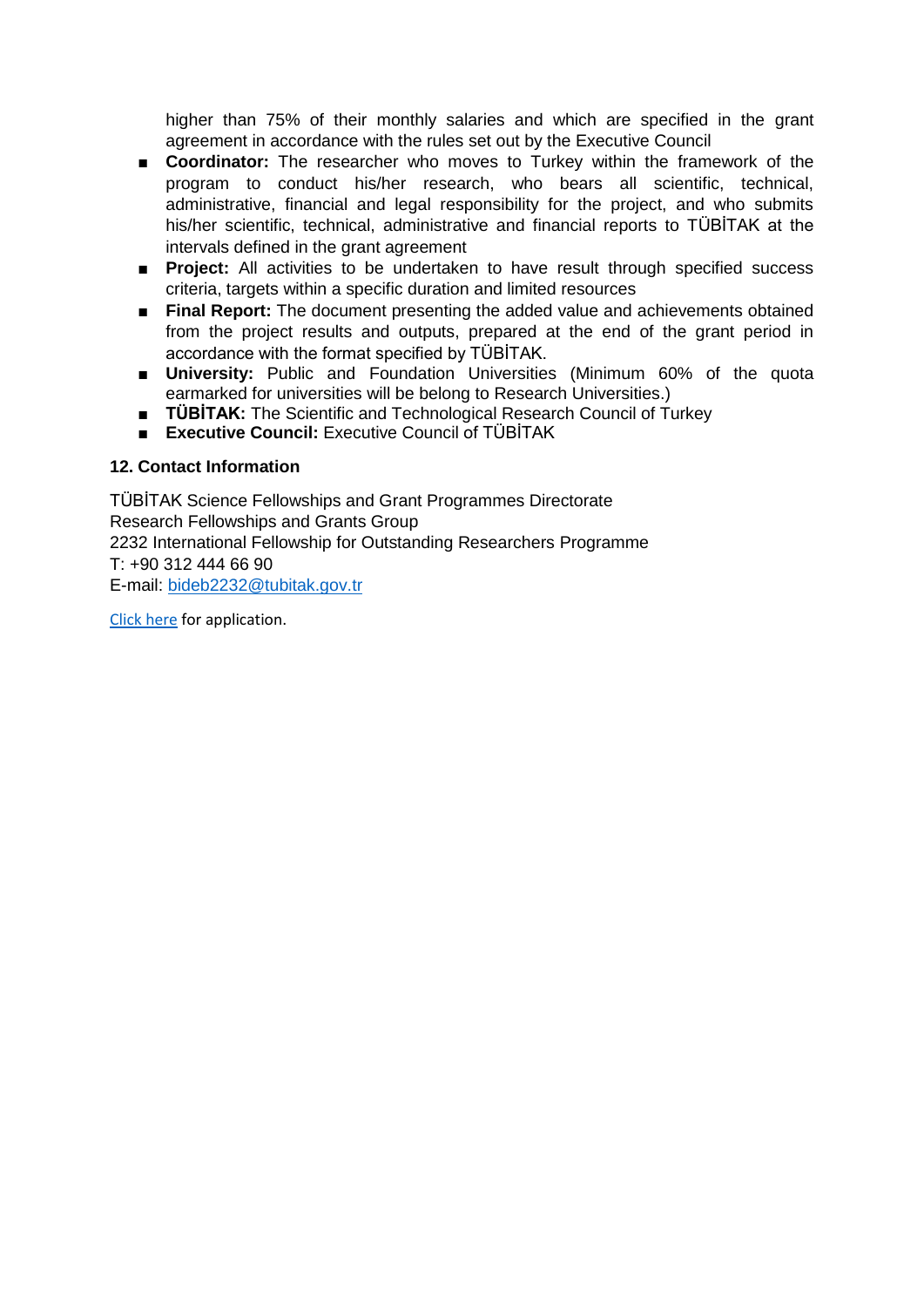higher than 75% of their monthly salaries and which are specified in the grant agreement in accordance with the rules set out by the Executive Council

- **Coordinator:** The researcher who moves to Turkey within the framework of the program to conduct his/her research, who bears all scientific, technical, administrative, financial and legal responsibility for the project, and who submits his/her scientific, technical, administrative and financial reports to TÜBİTAK at the intervals defined in the grant agreement
- **Project:** All activities to be undertaken to have result through specified success criteria, targets within a specific duration and limited resources
- **Final Report:** The document presenting the added value and achievements obtained from the project results and outputs, prepared at the end of the grant period in accordance with the format specified by TÜBİTAK.
- **University:** Public and Foundation Universities (Minimum 60% of the quota earmarked for universities will be belong to Research Universities.)
- **TÜBİTAK:** The Scientific and Technological Research Council of Turkey
- **Executive Council:** Executive Council of TÜBİTAK

### 12. Contact Information

TÜBİTAK Science Fellowships and Grant Programmes Directorate
Research Fellowships and Grants Group
2232 International Fellowship for Outstanding Researchers Programme
T: +90 312 444 66 90
E-mail: bideb2232@tubitak.gov.tr

Click here for application.